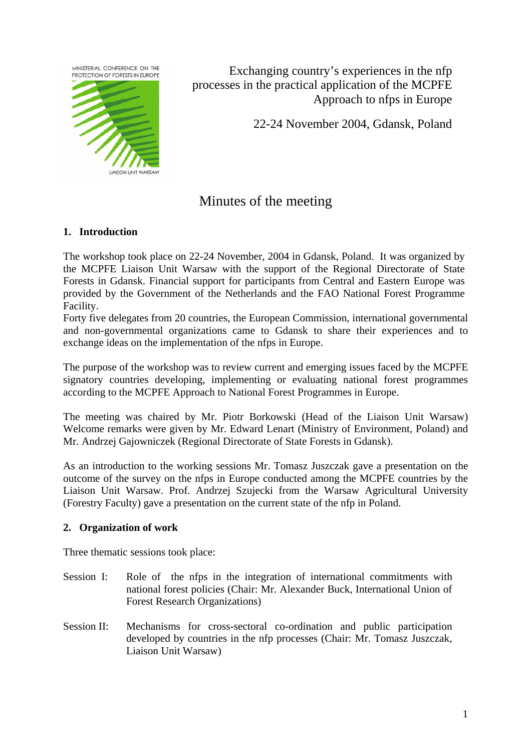MINISTERIAL CONFERENCE ON THE PROTECTION OF FORESTS IN EUROPE

LIAISON UNIT WARSAW

Exchanging country's experiences in the nfp processes in the practical application of the MCPFE Approach to nfps in Europe

22-24 November 2004, Gdansk, Poland

# Minutes of the meeting

## 1. Introduction

The workshop took place on 22-24 November, 2004 in Gdansk, Poland. It was organized by the MCPFE Liaison Unit Warsaw with the support of the Regional Directorate of State Forests in Gdansk. Financial support for participants from Central and Eastern Europe was provided by the Government of the Netherlands and the FAO National Forest Programme Facility.

Forty five delegates from 20 countries, the European Commission, international governmental and non-governmental organizations came to Gdansk to share their experiences and to exchange ideas on the implementation of the nfps in Europe.

The purpose of the workshop was to review current and emerging issues faced by the MCPFE signatory countries developing, implementing or evaluating national forest programmes according to the MCPFE Approach to National Forest Programmes in Europe.

The meeting was chaired by Mr. Piotr Borkowski (Head of the Liaison Unit Warsaw) Welcome remarks were given by Mr. Edward Lenart (Ministry of Environment, Poland) and Mr. Andrzej Gajowniczek (Regional Directorate of State Forests in Gdansk).

As an introduction to the working sessions Mr. Tomasz Juszczak gave a presentation on the outcome of the survey on the nfps in Europe conducted among the MCPFE countries by the Liaison Unit Warsaw. Prof. Andrzej Szujecki from the Warsaw Agricultural University (Forestry Faculty) gave a presentation on the current state of the nfp in Poland.

## 2. Organization of work

Three thematic sessions took place:

Session I: Role of the nfps in the integration of international commitments with national forest policies (Chair: Mr. Alexander Buck, International Union of Forest Research Organizations)

Session II: Mechanisms for cross-sectoral co-ordination and public participation developed by countries in the nfp processes (Chair: Mr. Tomasz Juszczak, Liaison Unit Warsaw)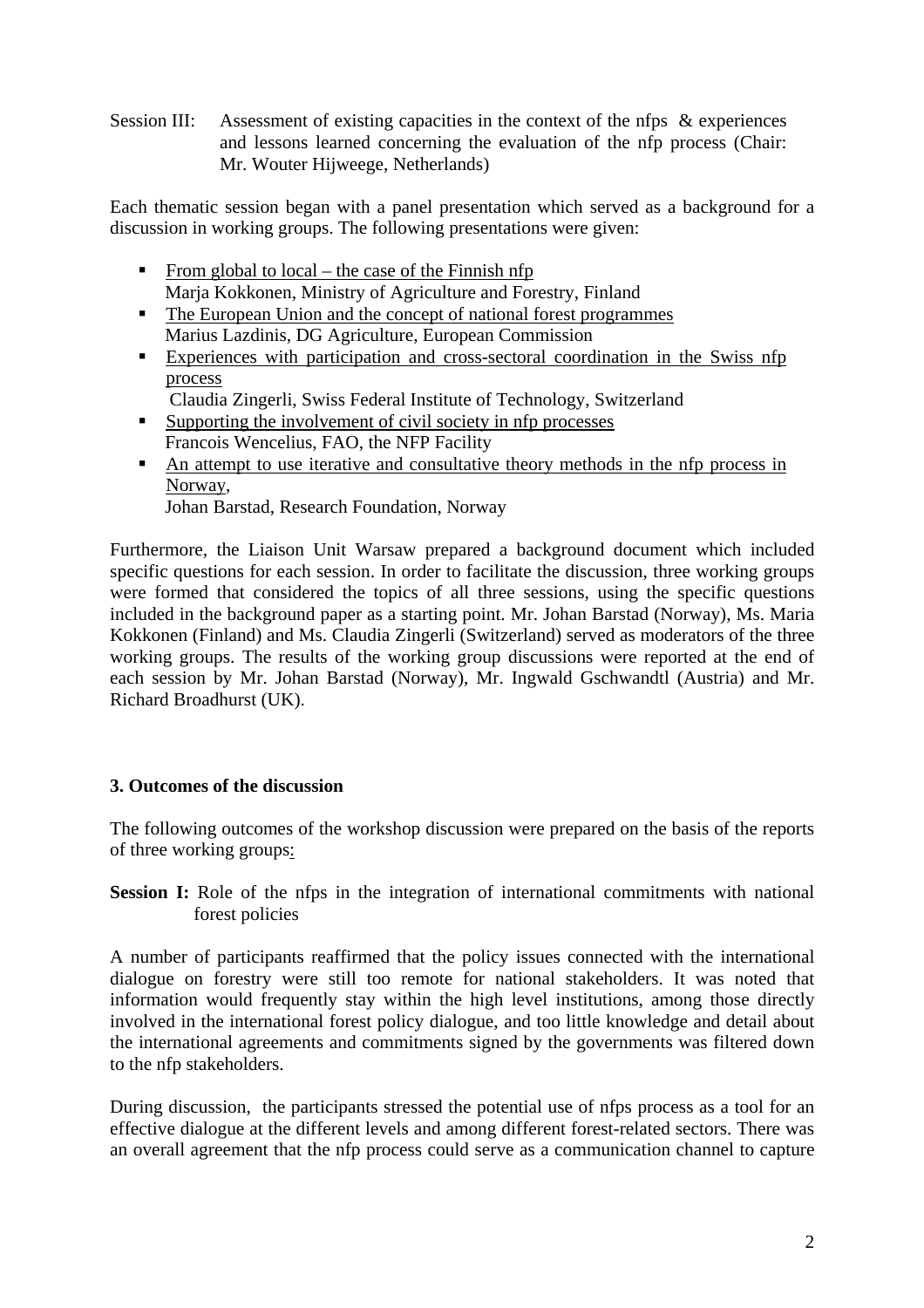Session III: Assessment of existing capacities in the context of the nfps & experiences and lessons learned concerning the evaluation of the nfp process (Chair: Mr. Wouter Hijweege, Netherlands)

Each thematic session began with a panel presentation which served as a background for a discussion in working groups. The following presentations were given:

- From global to local – the case of the Finnish nfp
  Marja Kokkonen, Ministry of Agriculture and Forestry, Finland
- The European Union and the concept of national forest programmes
  Marius Lazdinis, DG Agriculture, European Commission
- Experiences with participation and cross-sectoral coordination in the Swiss nfp process
  Claudia Zingerli, Swiss Federal Institute of Technology, Switzerland
- Supporting the involvement of civil society in nfp processes
  Francois Wencelius, FAO, the NFP Facility
- An attempt to use iterative and consultative theory methods in the nfp process in Norway,
  Johan Barstad, Research Foundation, Norway

Furthermore, the Liaison Unit Warsaw prepared a background document which included specific questions for each session. In order to facilitate the discussion, three working groups were formed that considered the topics of all three sessions, using the specific questions included in the background paper as a starting point. Mr. Johan Barstad (Norway), Ms. Maria Kokkonen (Finland) and Ms. Claudia Zingerli (Switzerland) served as moderators of the three working groups. The results of the working group discussions were reported at the end of each session by Mr. Johan Barstad (Norway), Mr. Ingwald Gschwandtl (Austria) and Mr. Richard Broadhurst (UK).

### 3. Outcomes of the discussion

The following outcomes of the workshop discussion were prepared on the basis of the reports of three working groups:

**Session I:** Role of the nfps in the integration of international commitments with national forest policies

A number of participants reaffirmed that the policy issues connected with the international dialogue on forestry were still too remote for national stakeholders. It was noted that information would frequently stay within the high level institutions, among those directly involved in the international forest policy dialogue, and too little knowledge and detail about the international agreements and commitments signed by the governments was filtered down to the nfp stakeholders.

During discussion, the participants stressed the potential use of nfps process as a tool for an effective dialogue at the different levels and among different forest-related sectors. There was an overall agreement that the nfp process could serve as a communication channel to capture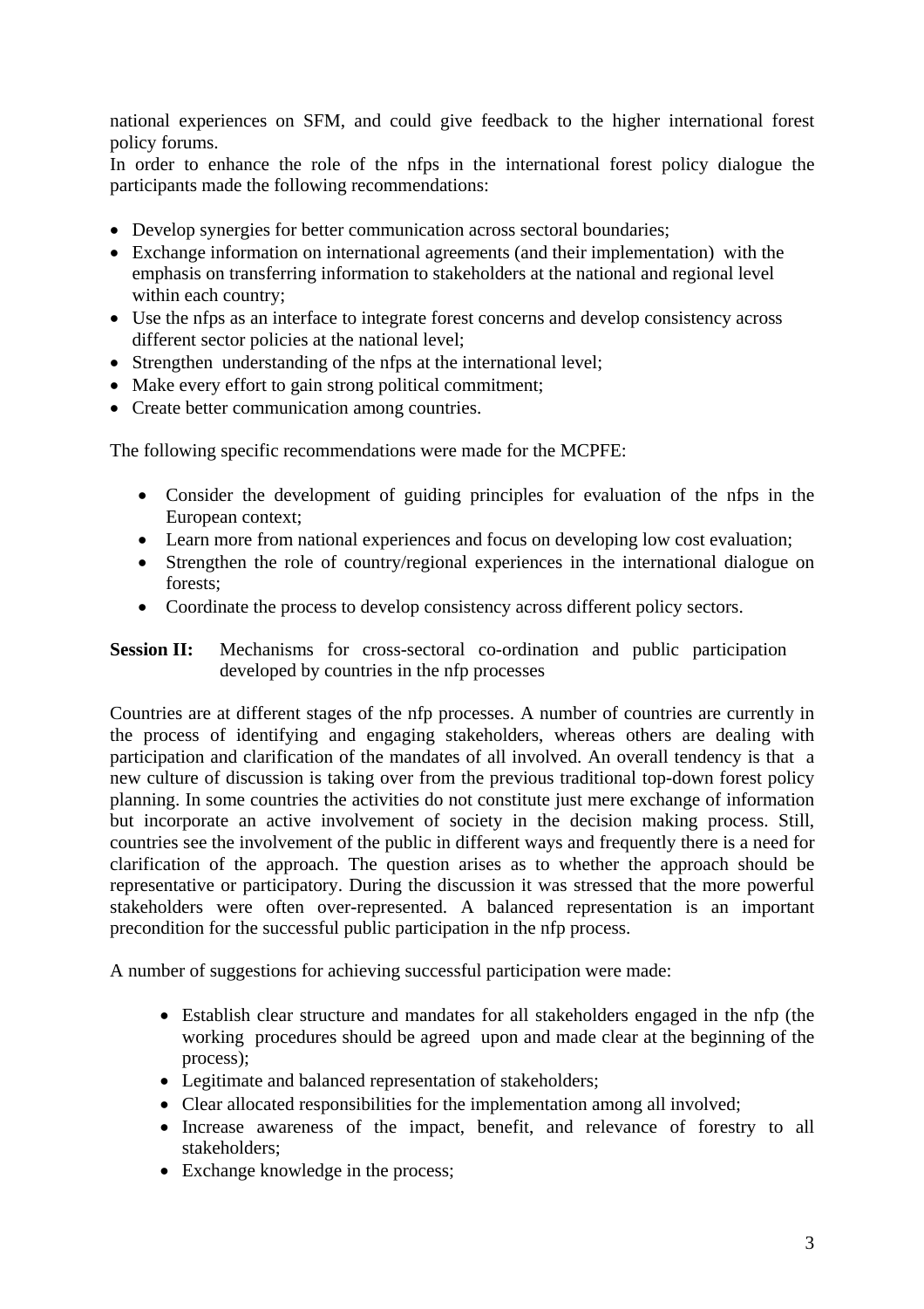national experiences on SFM, and could give feedback to the higher international forest policy forums.

In order to enhance the role of the nfps in the international forest policy dialogue the participants made the following recommendations:

- Develop synergies for better communication across sectoral boundaries;
- Exchange information on international agreements (and their implementation) with the emphasis on transferring information to stakeholders at the national and regional level within each country;
- Use the nfps as an interface to integrate forest concerns and develop consistency across different sector policies at the national level;
- Strengthen understanding of the nfps at the international level;
- Make every effort to gain strong political commitment;
- Create better communication among countries.

The following specific recommendations were made for the MCPFE:

- Consider the development of guiding principles for evaluation of the nfps in the European context;
- Learn more from national experiences and focus on developing low cost evaluation;
- Strengthen the role of country/regional experiences in the international dialogue on forests;
- Coordinate the process to develop consistency across different policy sectors.

**Session II:** Mechanisms for cross-sectoral co-ordination and public participation developed by countries in the nfp processes

Countries are at different stages of the nfp processes. A number of countries are currently in the process of identifying and engaging stakeholders, whereas others are dealing with participation and clarification of the mandates of all involved. An overall tendency is that a new culture of discussion is taking over from the previous traditional top-down forest policy planning. In some countries the activities do not constitute just mere exchange of information but incorporate an active involvement of society in the decision making process. Still, countries see the involvement of the public in different ways and frequently there is a need for clarification of the approach. The question arises as to whether the approach should be representative or participatory. During the discussion it was stressed that the more powerful stakeholders were often over-represented. A balanced representation is an important precondition for the successful public participation in the nfp process.

A number of suggestions for achieving successful participation were made:

- Establish clear structure and mandates for all stakeholders engaged in the nfp (the working procedures should be agreed upon and made clear at the beginning of the process);
- Legitimate and balanced representation of stakeholders;
- Clear allocated responsibilities for the implementation among all involved;
- Increase awareness of the impact, benefit, and relevance of forestry to all stakeholders;
- Exchange knowledge in the process;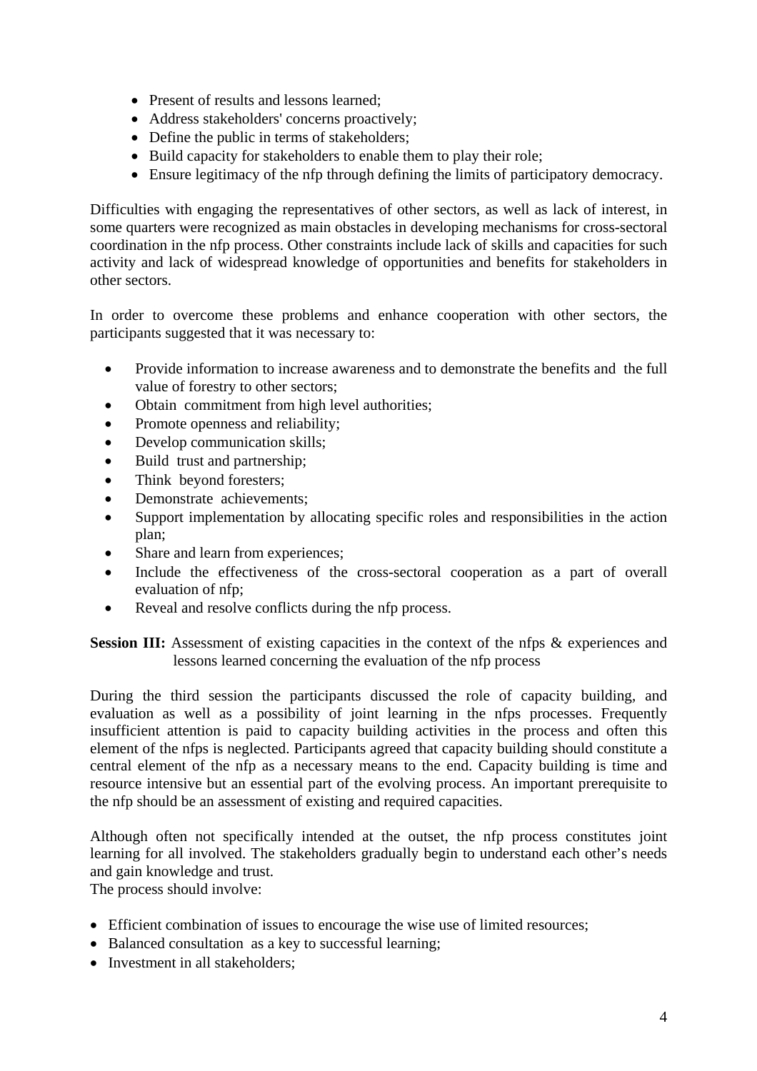- Present of results and lessons learned;
- Address stakeholders' concerns proactively;
- Define the public in terms of stakeholders;
- Build capacity for stakeholders to enable them to play their role;
- Ensure legitimacy of the nfp through defining the limits of participatory democracy.

Difficulties with engaging the representatives of other sectors, as well as lack of interest, in some quarters were recognized as main obstacles in developing mechanisms for cross-sectoral coordination in the nfp process. Other constraints include lack of skills and capacities for such activity and lack of widespread knowledge of opportunities and benefits for stakeholders in other sectors.

In order to overcome these problems and enhance cooperation with other sectors, the participants suggested that it was necessary to:

- Provide information to increase awareness and to demonstrate the benefits and the full value of forestry to other sectors;
- Obtain commitment from high level authorities;
- Promote openness and reliability;
- Develop communication skills;
- Build trust and partnership;
- Think beyond foresters;
- Demonstrate achievements;
- Support implementation by allocating specific roles and responsibilities in the action plan;
- Share and learn from experiences;
- Include the effectiveness of the cross-sectoral cooperation as a part of overall evaluation of nfp;
- Reveal and resolve conflicts during the nfp process.

**Session III:** Assessment of existing capacities in the context of the nfps & experiences and lessons learned concerning the evaluation of the nfp process

During the third session the participants discussed the role of capacity building, and evaluation as well as a possibility of joint learning in the nfps processes. Frequently insufficient attention is paid to capacity building activities in the process and often this element of the nfps is neglected. Participants agreed that capacity building should constitute a central element of the nfp as a necessary means to the end. Capacity building is time and resource intensive but an essential part of the evolving process. An important prerequisite to the nfp should be an assessment of existing and required capacities.

Although often not specifically intended at the outset, the nfp process constitutes joint learning for all involved. The stakeholders gradually begin to understand each other's needs and gain knowledge and trust.
The process should involve:

- Efficient combination of issues to encourage the wise use of limited resources;
- Balanced consultation as a key to successful learning;
- Investment in all stakeholders;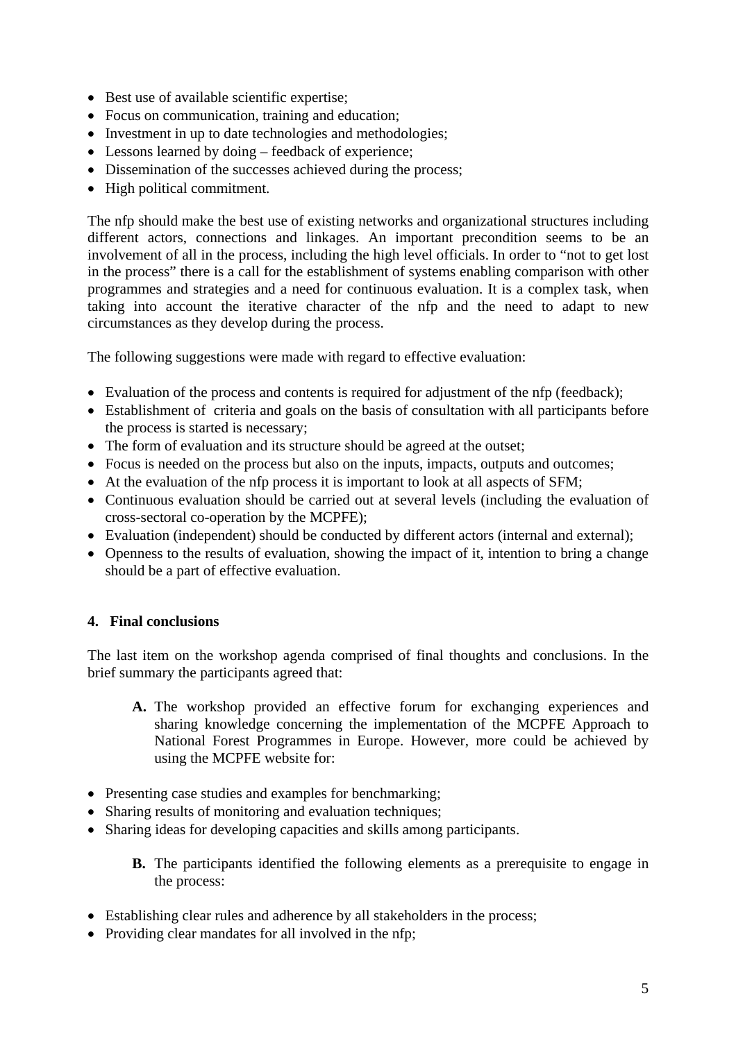- Best use of available scientific expertise;
- Focus on communication, training and education;
- Investment in up to date technologies and methodologies;
- Lessons learned by doing – feedback of experience;
- Dissemination of the successes achieved during the process;
- High political commitment.

The nfp should make the best use of existing networks and organizational structures including different actors, connections and linkages. An important precondition seems to be an involvement of all in the process, including the high level officials. In order to "not to get lost in the process" there is a call for the establishment of systems enabling comparison with other programmes and strategies and a need for continuous evaluation. It is a complex task, when taking into account the iterative character of the nfp and the need to adapt to new circumstances as they develop during the process.

The following suggestions were made with regard to effective evaluation:

- Evaluation of the process and contents is required for adjustment of the nfp (feedback);
- Establishment of criteria and goals on the basis of consultation with all participants before the process is started is necessary;
- The form of evaluation and its structure should be agreed at the outset;
- Focus is needed on the process but also on the inputs, impacts, outputs and outcomes;
- At the evaluation of the nfp process it is important to look at all aspects of SFM;
- Continuous evaluation should be carried out at several levels (including the evaluation of cross-sectoral co-operation by the MCPFE);
- Evaluation (independent) should be conducted by different actors (internal and external);
- Openness to the results of evaluation, showing the impact of it, intention to bring a change should be a part of effective evaluation.

## 4. Final conclusions

The last item on the workshop agenda comprised of final thoughts and conclusions. In the brief summary the participants agreed that:

**A.** The workshop provided an effective forum for exchanging experiences and sharing knowledge concerning the implementation of the MCPFE Approach to National Forest Programmes in Europe. However, more could be achieved by using the MCPFE website for:

- Presenting case studies and examples for benchmarking;
- Sharing results of monitoring and evaluation techniques;
- Sharing ideas for developing capacities and skills among participants.

**B.** The participants identified the following elements as a prerequisite to engage in the process:

- Establishing clear rules and adherence by all stakeholders in the process;
- Providing clear mandates for all involved in the nfp;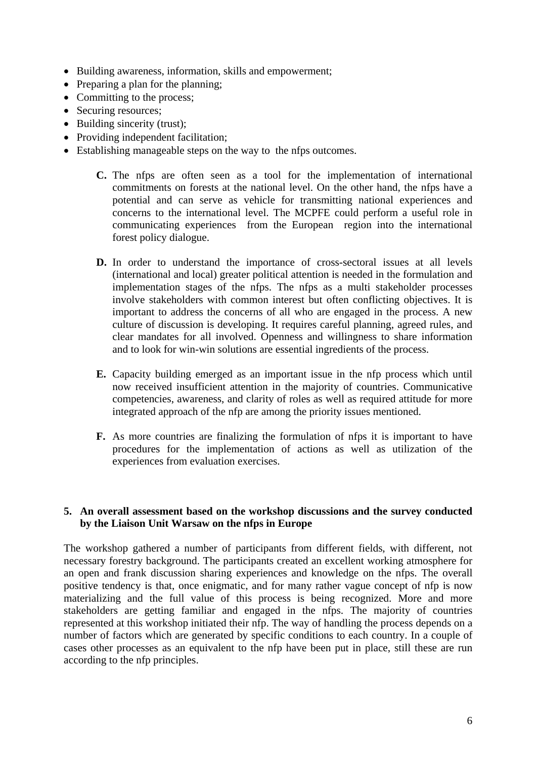- Building awareness, information, skills and empowerment;
- Preparing a plan for the planning;
- Committing to the process;
- Securing resources;
- Building sincerity (trust);
- Providing independent facilitation;
- Establishing manageable steps on the way to the nfps outcomes.

**C.** The nfps are often seen as a tool for the implementation of international commitments on forests at the national level. On the other hand, the nfps have a potential and can serve as vehicle for transmitting national experiences and concerns to the international level. The MCPFE could perform a useful role in communicating experiences from the European region into the international forest policy dialogue.

**D.** In order to understand the importance of cross-sectoral issues at all levels (international and local) greater political attention is needed in the formulation and implementation stages of the nfps. The nfps as a multi stakeholder processes involve stakeholders with common interest but often conflicting objectives. It is important to address the concerns of all who are engaged in the process. A new culture of discussion is developing. It requires careful planning, agreed rules, and clear mandates for all involved. Openness and willingness to share information and to look for win-win solutions are essential ingredients of the process.

**E.** Capacity building emerged as an important issue in the nfp process which until now received insufficient attention in the majority of countries. Communicative competencies, awareness, and clarity of roles as well as required attitude for more integrated approach of the nfp are among the priority issues mentioned.

**F.** As more countries are finalizing the formulation of nfps it is important to have procedures for the implementation of actions as well as utilization of the experiences from evaluation exercises.

## 5. An overall assessment based on the workshop discussions and the survey conducted by the Liaison Unit Warsaw on the nfps in Europe

The workshop gathered a number of participants from different fields, with different, not necessary forestry background. The participants created an excellent working atmosphere for an open and frank discussion sharing experiences and knowledge on the nfps. The overall positive tendency is that, once enigmatic, and for many rather vague concept of nfp is now materializing and the full value of this process is being recognized. More and more stakeholders are getting familiar and engaged in the nfps. The majority of countries represented at this workshop initiated their nfp. The way of handling the process depends on a number of factors which are generated by specific conditions to each country. In a couple of cases other processes as an equivalent to the nfp have been put in place, still these are run according to the nfp principles.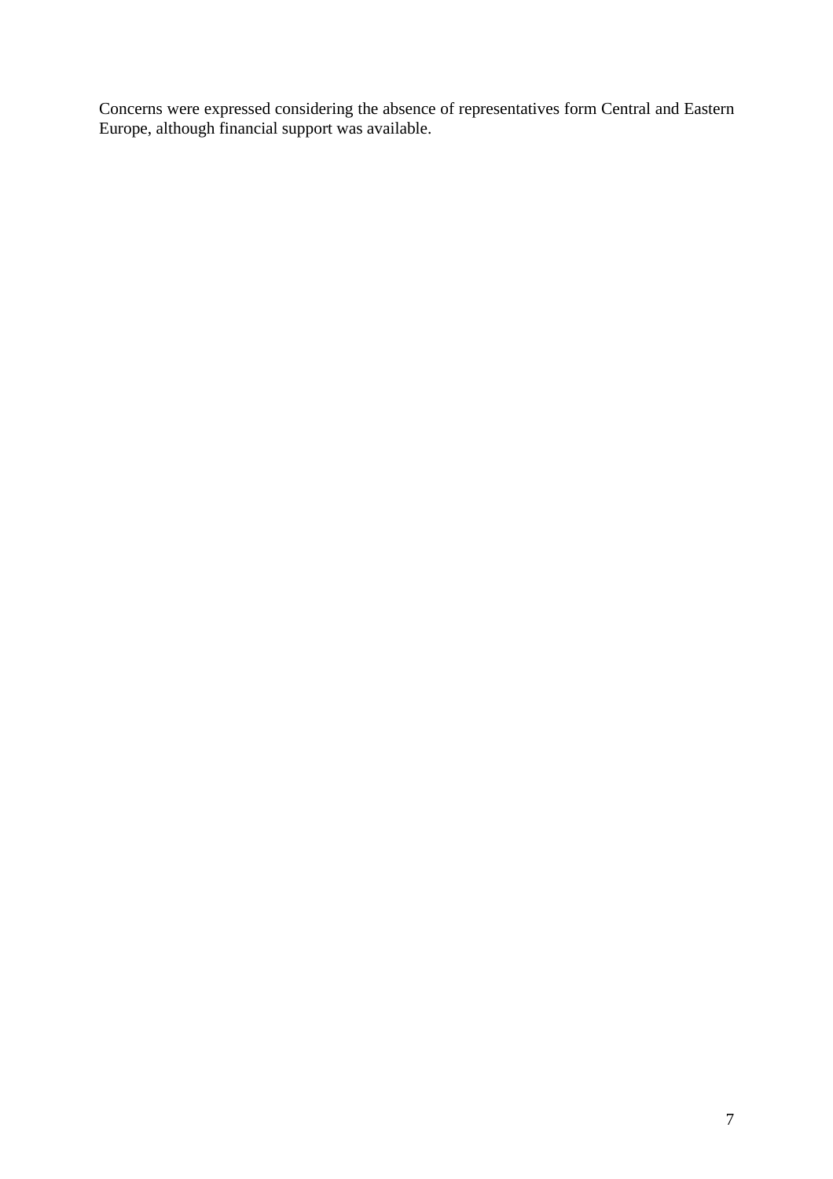Concerns were expressed considering the absence of representatives form Central and Eastern Europe, although financial support was available.